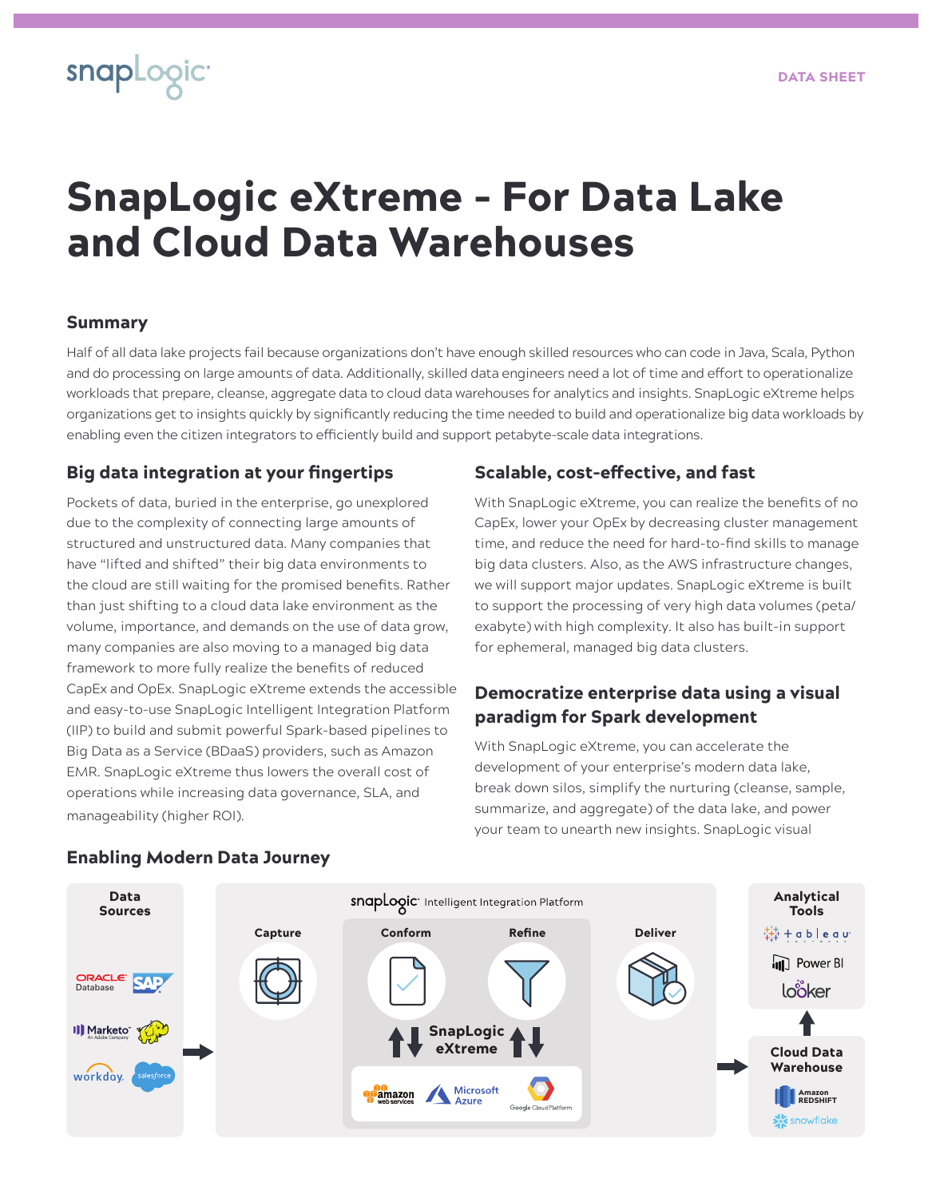DATA SHEET

# SnapLogic eXtreme - For Data Lake and Cloud Data Warehouses

## Summary

Half of all data lake projects fail because organizations don't have enough skilled resources who can code in Java, Scala, Python and do processing on large amounts of data. Additionally, skilled data engineers need a lot of time and effort to operationalize workloads that prepare, cleanse, aggregate data to cloud data warehouses for analytics and insights. SnapLogic eXtreme helps organizations get to insights quickly by significantly reducing the time needed to build and operationalize big data workloads by enabling even the citizen integrators to efficiently build and support petabyte-scale data integrations.

## Big data integration at your fingertips

Pockets of data, buried in the enterprise, go unexplored due to the complexity of connecting large amounts of structured and unstructured data. Many companies that have "lifted and shifted" their big data environments to the cloud are still waiting for the promised benefits. Rather than just shifting to a cloud data lake environment as the volume, importance, and demands on the use of data grow, many companies are also moving to a managed big data framework to more fully realize the benefits of reduced CapEx and OpEx. SnapLogic eXtreme extends the accessible and easy-to-use SnapLogic Intelligent Integration Platform (IIP) to build and submit powerful Spark-based pipelines to Big Data as a Service (BDaaS) providers, such as Amazon EMR. SnapLogic eXtreme thus lowers the overall cost of operations while increasing data governance, SLA, and manageability (higher ROI).

## Scalable, cost-effective, and fast

With SnapLogic eXtreme, you can realize the benefits of no CapEx, lower your OpEx by decreasing cluster management time, and reduce the need for hard-to-find skills to manage big data clusters. Also, as the AWS infrastructure changes, we will support major updates. SnapLogic eXtreme is built to support the processing of very high data volumes (peta/exabyte) with high complexity. It also has built-in support for ephemeral, managed big data clusters.

## Democratize enterprise data using a visual paradigm for Spark development

With SnapLogic eXtreme, you can accelerate the development of your enterprise's modern data lake, break down silos, simplify the nurturing (cleanse, sample, summarize, and aggregate) of the data lake, and power your team to unearth new insights. SnapLogic visual

## Enabling Modern Data Journey

**Data Sources:** Oracle Database, SAP, Marketo, Hadoop, Workday, Salesforce

**SnapLogic Intelligent Integration Platform:** Capture → Conform → Refine → Deliver

SnapLogic eXtreme: Amazon Web Services, Microsoft Azure, Google Cloud Platform

**Cloud Data Warehouse:** Amazon Redshift, Snowflake

**Analytical Tools:** Tableau, Power BI, Looker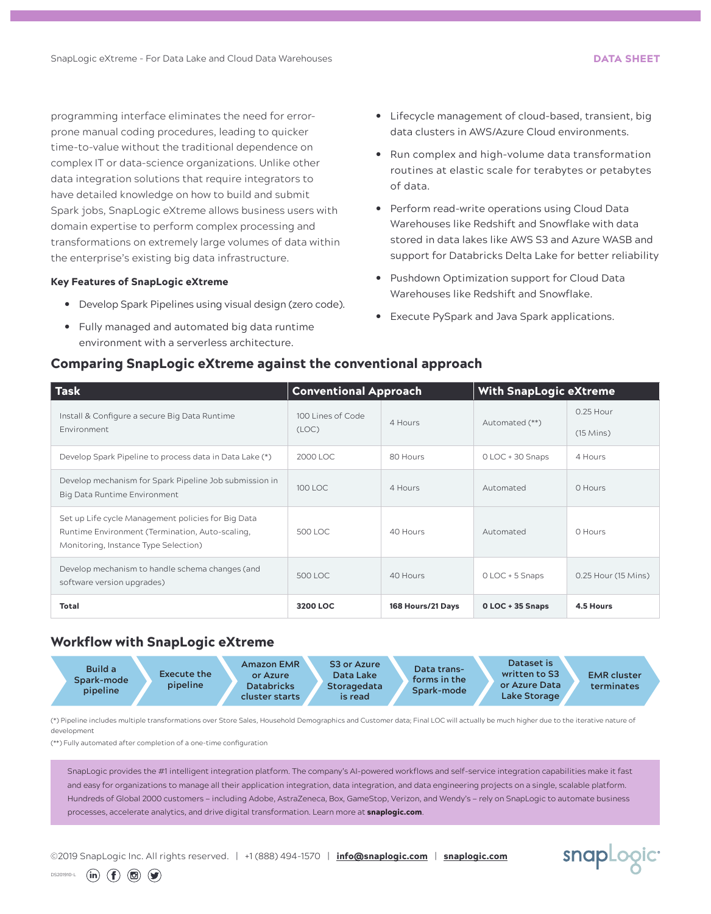programming interface eliminates the need for error-prone manual coding procedures, leading to quicker time-to-value without the traditional dependence on complex IT or data-science organizations. Unlike other data integration solutions that require integrators to have detailed knowledge on how to build and submit Spark jobs, SnapLogic eXtreme allows business users with domain expertise to perform complex processing and transformations on extremely large volumes of data within the enterprise's existing big data infrastructure.

**Key Features of SnapLogic eXtreme**

- Develop Spark Pipelines using visual design (zero code).
- Fully managed and automated big data runtime environment with a serverless architecture.
- Lifecycle management of cloud-based, transient, big data clusters in AWS/Azure Cloud environments.
- Run complex and high-volume data transformation routines at elastic scale for terabytes or petabytes of data.
- Perform read-write operations using Cloud Data Warehouses like Redshift and Snowflake with data stored in data lakes like AWS S3 and Azure WASB and support for Databricks Delta Lake for better reliability
- Pushdown Optimization support for Cloud Data Warehouses like Redshift and Snowflake.
- Execute PySpark and Java Spark applications.

## Comparing SnapLogic eXtreme against the conventional approach

| Task | Conventional Approach | | With SnapLogic eXtreme | |
|---|---|---|---|---|
| Install & Configure a secure Big Data Runtime Environment | 100 Lines of Code (LOC) | 4 Hours | Automated (**) | 0.25 Hour (15 Mins) |
| Develop Spark Pipeline to process data in Data Lake (*) | 2000 LOC | 80 Hours | 0 LOC + 30 Snaps | 4 Hours |
| Develop mechanism for Spark Pipeline Job submission in Big Data Runtime Environment | 100 LOC | 4 Hours | Automated | 0 Hours |
| Set up Life cycle Management policies for Big Data Runtime Environment (Termination, Auto-scaling, Monitoring, Instance Type Selection) | 500 LOC | 40 Hours | Automated | 0 Hours |
| Develop mechanism to handle schema changes (and software version upgrades) | 500 LOC | 40 Hours | 0 LOC + 5 Snaps | 0.25 Hour (15 Mins) |
| **Total** | **3200 LOC** | **168 Hours/21 Days** | **0 LOC + 35 Snaps** | **4.5 Hours** |

## Workflow with SnapLogic eXtreme

Build a Spark-mode pipeline → Execute the pipeline → Amazon EMR or Azure Databricks cluster starts → S3 or Azure Data Lake Storagedata is read → Data transforms in the Spark-mode → Dataset is written to S3 or Azure Data Lake Storage → EMR cluster terminates

(*) Pipeline includes multiple transformations over Store Sales, Household Demographics and Customer data; Final LOC will actually be much higher due to the iterative nature of development

(**) Fully automated after completion of a one-time configuration

SnapLogic provides the #1 intelligent integration platform. The company's AI-powered workflows and self-service integration capabilities make it fast and easy for organizations to manage all their application integration, data integration, and data engineering projects on a single, scalable platform. Hundreds of Global 2000 customers – including Adobe, AstraZeneca, Box, GameStop, Verizon, and Wendy's – rely on SnapLogic to automate business processes, accelerate analytics, and drive digital transformation. Learn more at **snaplogic.com**.

©2019 SnapLogic Inc. All rights reserved. | +1 (888) 494-1570 | **info@snaplogic.com** | **snaplogic.com**

DS201910-L